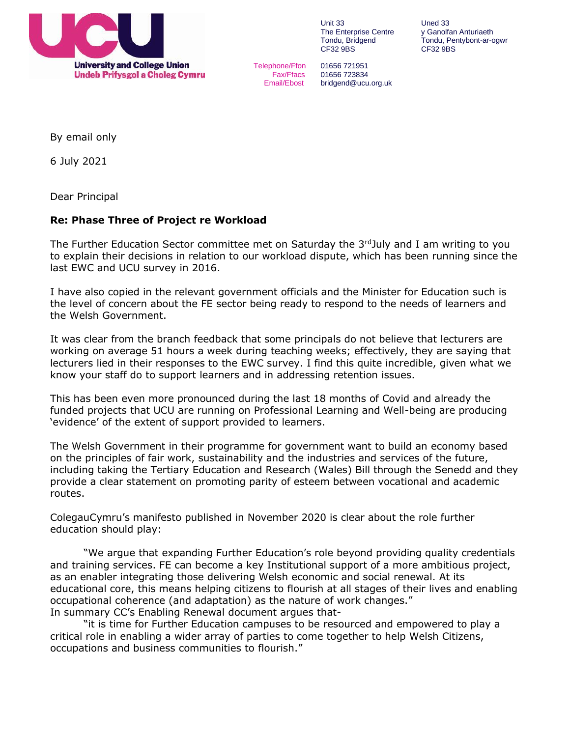University and College Union
Undeb Prifysgol a Choleg Cymru

Unit 33
The Enterprise Centre
Tondu, Bridgend
CF32 9BS

Uned 33
y Ganolfan Anturiaeth
Tondu, Pentybont-ar-ogwr
CF32 9BS

Telephone/Ffon 01656 721951
Fax/Ffacs 01656 723834
Email/Ebost bridgend@ucu.org.uk

By email only

6 July 2021

Dear Principal

**Re: Phase Three of Project re Workload**

The Further Education Sector committee met on Saturday the 3rd July and I am writing to you to explain their decisions in relation to our workload dispute, which has been running since the last EWC and UCU survey in 2016.

I have also copied in the relevant government officials and the Minister for Education such is the level of concern about the FE sector being ready to respond to the needs of learners and the Welsh Government.

It was clear from the branch feedback that some principals do not believe that lecturers are working on average 51 hours a week during teaching weeks; effectively, they are saying that lecturers lied in their responses to the EWC survey. I find this quite incredible, given what we know your staff do to support learners and in addressing retention issues.

This has been even more pronounced during the last 18 months of Covid and already the funded projects that UCU are running on Professional Learning and Well-being are producing 'evidence' of the extent of support provided to learners.

The Welsh Government in their programme for government want to build an economy based on the principles of fair work, sustainability and the industries and services of the future, including taking the Tertiary Education and Research (Wales) Bill through the Senedd and they provide a clear statement on promoting parity of esteem between vocational and academic routes.

ColegauCymru's manifesto published in November 2020 is clear about the role further education should play:

> "We argue that expanding Further Education's role beyond providing quality credentials and training services. FE can become a key Institutional support of a more ambitious project, as an enabler integrating those delivering Welsh economic and social renewal. At its educational core, this means helping citizens to flourish at all stages of their lives and enabling occupational coherence (and adaptation) as the nature of work changes."

In summary CC's Enabling Renewal document argues that-

> "it is time for Further Education campuses to be resourced and empowered to play a critical role in enabling a wider array of parties to come together to help Welsh Citizens, occupations and business communities to flourish."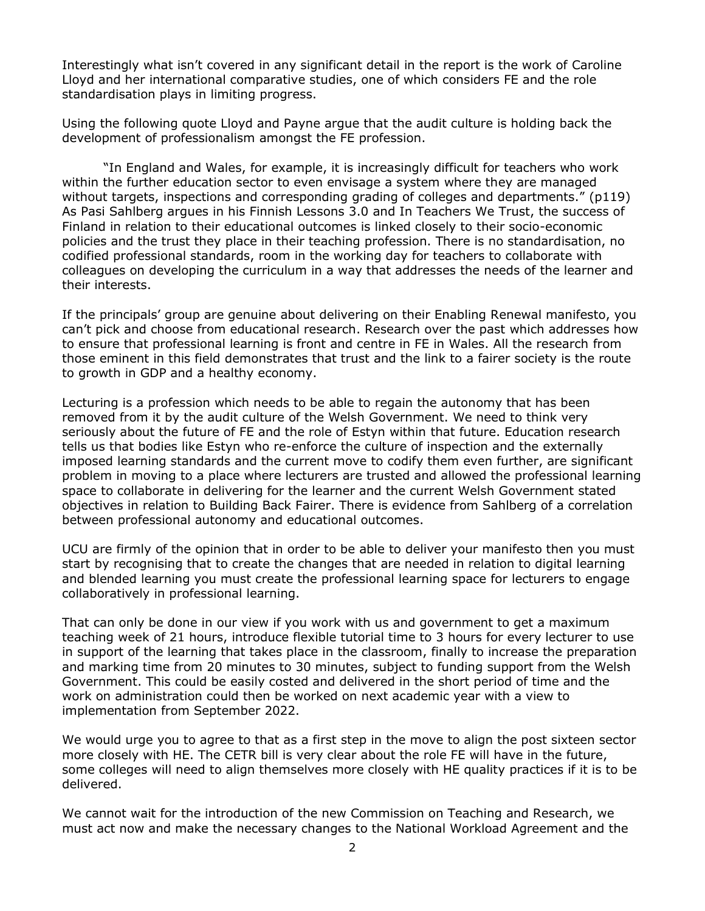Interestingly what isn't covered in any significant detail in the report is the work of Caroline Lloyd and her international comparative studies, one of which considers FE and the role standardisation plays in limiting progress.

Using the following quote Lloyd and Payne argue that the audit culture is holding back the development of professionalism amongst the FE profession.

> "In England and Wales, for example, it is increasingly difficult for teachers who work within the further education sector to even envisage a system where they are managed without targets, inspections and corresponding grading of colleges and departments." (p119)

As Pasi Sahlberg argues in his Finnish Lessons 3.0 and In Teachers We Trust, the success of Finland in relation to their educational outcomes is linked closely to their socio-economic policies and the trust they place in their teaching profession. There is no standardisation, no codified professional standards, room in the working day for teachers to collaborate with colleagues on developing the curriculum in a way that addresses the needs of the learner and their interests.

If the principals' group are genuine about delivering on their Enabling Renewal manifesto, you can't pick and choose from educational research. Research over the past which addresses how to ensure that professional learning is front and centre in FE in Wales. All the research from those eminent in this field demonstrates that trust and the link to a fairer society is the route to growth in GDP and a healthy economy.

Lecturing is a profession which needs to be able to regain the autonomy that has been removed from it by the audit culture of the Welsh Government. We need to think very seriously about the future of FE and the role of Estyn within that future. Education research tells us that bodies like Estyn who re-enforce the culture of inspection and the externally imposed learning standards and the current move to codify them even further, are significant problem in moving to a place where lecturers are trusted and allowed the professional learning space to collaborate in delivering for the learner and the current Welsh Government stated objectives in relation to Building Back Fairer. There is evidence from Sahlberg of a correlation between professional autonomy and educational outcomes.

UCU are firmly of the opinion that in order to be able to deliver your manifesto then you must start by recognising that to create the changes that are needed in relation to digital learning and blended learning you must create the professional learning space for lecturers to engage collaboratively in professional learning.

That can only be done in our view if you work with us and government to get a maximum teaching week of 21 hours, introduce flexible tutorial time to 3 hours for every lecturer to use in support of the learning that takes place in the classroom, finally to increase the preparation and marking time from 20 minutes to 30 minutes, subject to funding support from the Welsh Government. This could be easily costed and delivered in the short period of time and the work on administration could then be worked on next academic year with a view to implementation from September 2022.

We would urge you to agree to that as a first step in the move to align the post sixteen sector more closely with HE. The CETR bill is very clear about the role FE will have in the future, some colleges will need to align themselves more closely with HE quality practices if it is to be delivered.

We cannot wait for the introduction of the new Commission on Teaching and Research, we must act now and make the necessary changes to the National Workload Agreement and the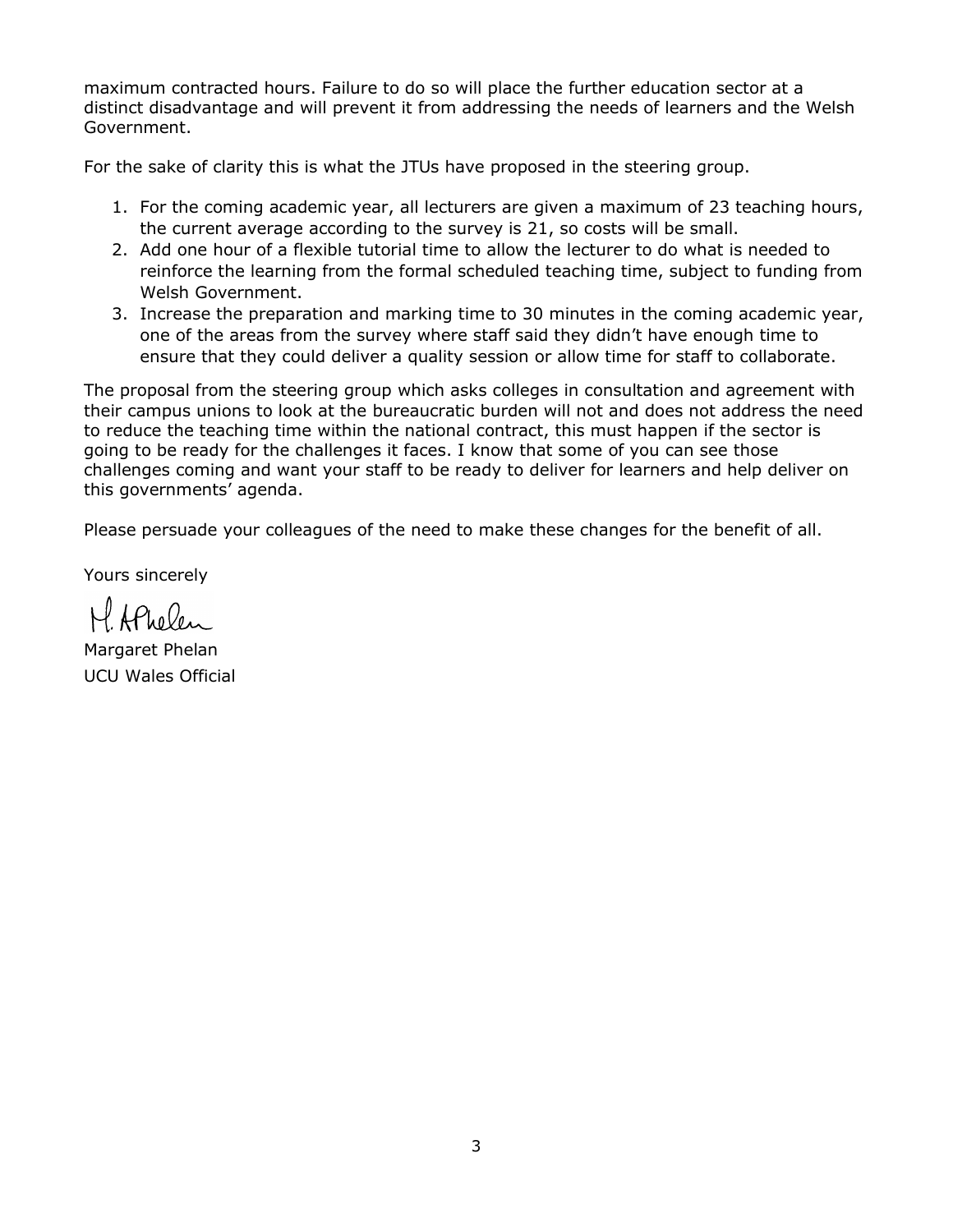maximum contracted hours. Failure to do so will place the further education sector at a distinct disadvantage and will prevent it from addressing the needs of learners and the Welsh Government.

For the sake of clarity this is what the JTUs have proposed in the steering group.

1. For the coming academic year, all lecturers are given a maximum of 23 teaching hours, the current average according to the survey is 21, so costs will be small.
2. Add one hour of a flexible tutorial time to allow the lecturer to do what is needed to reinforce the learning from the formal scheduled teaching time, subject to funding from Welsh Government.
3. Increase the preparation and marking time to 30 minutes in the coming academic year, one of the areas from the survey where staff said they didn't have enough time to ensure that they could deliver a quality session or allow time for staff to collaborate.

The proposal from the steering group which asks colleges in consultation and agreement with their campus unions to look at the bureaucratic burden will not and does not address the need to reduce the teaching time within the national contract, this must happen if the sector is going to be ready for the challenges it faces. I know that some of you can see those challenges coming and want your staff to be ready to deliver for learners and help deliver on this governments' agenda.

Please persuade your colleagues of the need to make these changes for the benefit of all.

Yours sincerely

M. APhelan

Margaret Phelan
UCU Wales Official